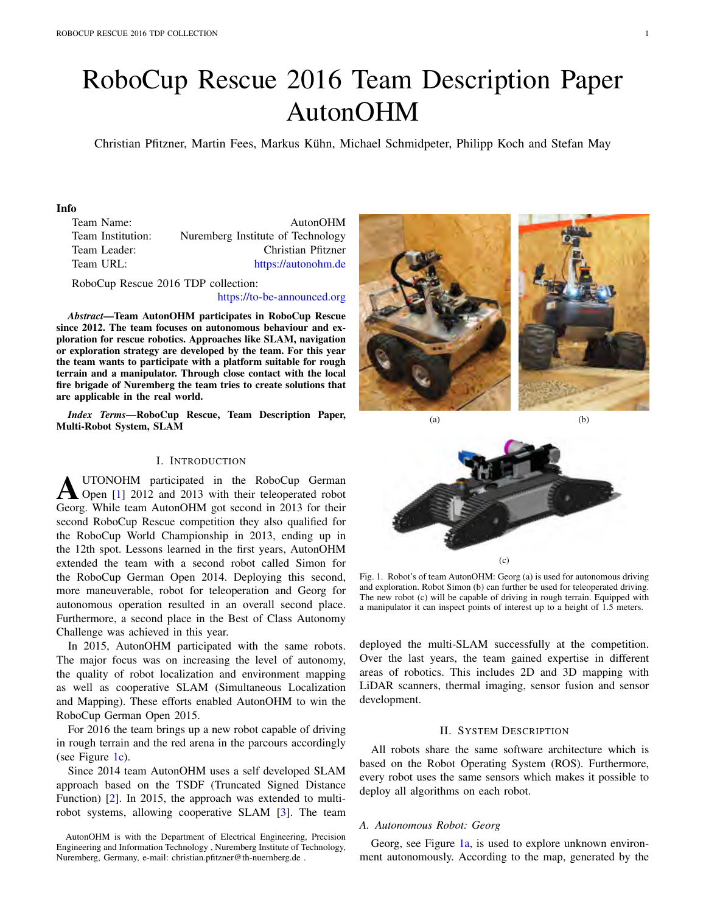# RoboCup Rescue 2016 Team Description Paper AutonOHM

Christian Pfitzner, Martin Fees, Markus Kühn, Michael Schmidpeter, Philipp Koch and Stefan May

### Info

| | |
|---|---|
| Team Name: | AutonOHM |
| Team Institution: | Nuremberg Institute of Technology |
| Team Leader: | Christian Pfitzner |
| Team URL: | https://autonohm.de |

RoboCup Rescue 2016 TDP collection: https://to-be-announced.org

***Abstract*—Team AutonOHM participates in RoboCup Rescue since 2012. The team focuses on autonomous behaviour and exploration for rescue robotics. Approaches like SLAM, navigation or exploration strategy are developed by the team. For this year the team wants to participate with a platform suitable for rough terrain and a manipulator. Through close contact with the local fire brigade of Nuremberg the team tries to create solutions that are applicable in the real world.**

***Index Terms*—RoboCup Rescue, Team Description Paper, Multi-Robot System, SLAM**

## I. Introduction

AutonOHM participated in the RoboCup German Open [1] 2012 and 2013 with their teleoperated robot Georg. While team AutonOHM got second in 2013 for their second RoboCup Rescue competition they also qualified for the RoboCup World Championship in 2013, ending up in the 12th spot. Lessons learned in the first years, AutonOHM extended the team with a second robot called Simon for the RoboCup German Open 2014. Deploying this second, more maneuverable, robot for teleoperation and Georg for autonomous operation resulted in an overall second place. Furthermore, a second place in the Best of Class Autonomy Challenge was achieved in this year.

In 2015, AutonOHM participated with the same robots. The major focus was on increasing the level of autonomy, the quality of robot localization and environment mapping as well as cooperative SLAM (Simultaneous Localization and Mapping). These efforts enabled AutonOHM to win the RoboCup German Open 2015.

For 2016 the team brings up a new robot capable of driving in rough terrain and the red arena in the parcours accordingly (see Figure 1c).

Since 2014 team AutonOHM uses a self developed SLAM approach based on the TSDF (Truncated Signed Distance Function) [2]. In 2015, the approach was extended to multi-robot systems, allowing cooperative SLAM [3]. The team deployed the multi-SLAM successfully at the competition. Over the last years, the team gained expertise in different areas of robotics. This includes 2D and 3D mapping with LiDAR scanners, thermal imaging, sensor fusion and sensor development.

AutonOHM is with the Department of Electrical Engineering, Precision Engineering and Information Technology , Nuremberg Institute of Technology, Nuremberg, Germany, e-mail: christian.pfitzner@th-nuernberg.de .

(a) (b) (c)

Fig. 1. Robot's of team AutonOHM: Georg (a) is used for autonomous driving and exploration. Robot Simon (b) can further be used for teleoperated driving. The new robot (c) will be capable of driving in rough terrain. Equipped with a manipulator it can inspect points of interest up to a height of 1.5 meters.

## II. System Description

All robots share the same software architecture which is based on the Robot Operating System (ROS). Furthermore, every robot uses the same sensors which makes it possible to deploy all algorithms on each robot.

### A. Autonomous Robot: Georg

Georg, see Figure 1a, is used to explore unknown environment autonomously. According to the map, generated by the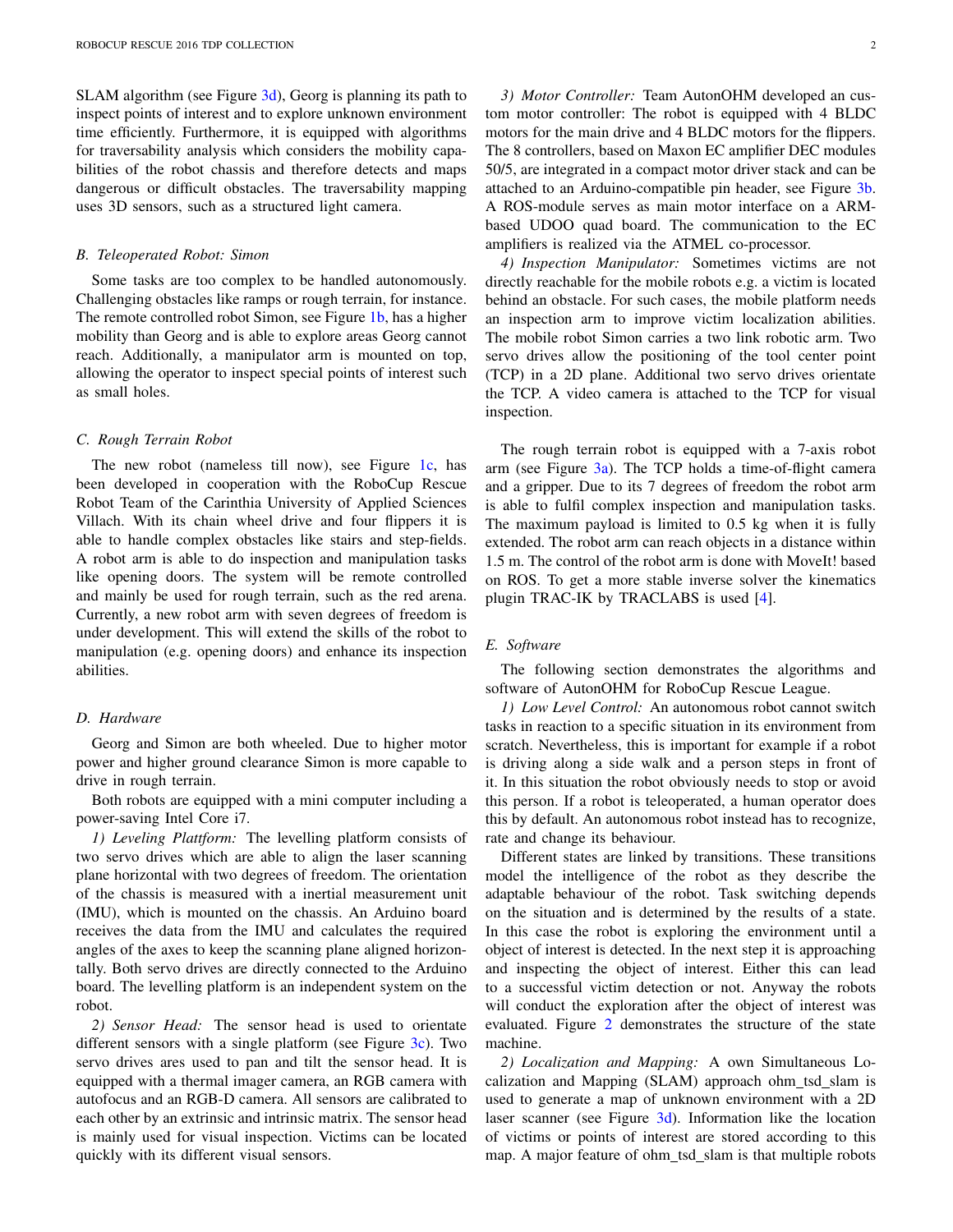SLAM algorithm (see Figure 3d), Georg is planning its path to inspect points of interest and to explore unknown environment time efficiently. Furthermore, it is equipped with algorithms for traversability analysis which considers the mobility capabilities of the robot chassis and therefore detects and maps dangerous or difficult obstacles. The traversability mapping uses 3D sensors, such as a structured light camera.

### *B. Teleoperated Robot: Simon*

Some tasks are too complex to be handled autonomously. Challenging obstacles like ramps or rough terrain, for instance. The remote controlled robot Simon, see Figure 1b, has a higher mobility than Georg and is able to explore areas Georg cannot reach. Additionally, a manipulator arm is mounted on top, allowing the operator to inspect special points of interest such as small holes.

### *C. Rough Terrain Robot*

The new robot (nameless till now), see Figure 1c, has been developed in cooperation with the RoboCup Rescue Robot Team of the Carinthia University of Applied Sciences Villach. With its chain wheel drive and four flippers it is able to handle complex obstacles like stairs and step-fields. A robot arm is able to do inspection and manipulation tasks like opening doors. The system will be remote controlled and mainly be used for rough terrain, such as the red arena. Currently, a new robot arm with seven degrees of freedom is under development. This will extend the skills of the robot to manipulation (e.g. opening doors) and enhance its inspection abilities.

### *D. Hardware*

Georg and Simon are both wheeled. Due to higher motor power and higher ground clearance Simon is more capable to drive in rough terrain.

Both robots are equipped with a mini computer including a power-saving Intel Core i7.

*1) Leveling Plattform:* The levelling platform consists of two servo drives which are able to align the laser scanning plane horizontal with two degrees of freedom. The orientation of the chassis is measured with a inertial measurement unit (IMU), which is mounted on the chassis. An Arduino board receives the data from the IMU and calculates the required angles of the axes to keep the scanning plane aligned horizontally. Both servo drives are directly connected to the Arduino board. The levelling platform is an independent system on the robot.

*2) Sensor Head:* The sensor head is used to orientate different sensors with a single platform (see Figure 3c). Two servo drives ares used to pan and tilt the sensor head. It is equipped with a thermal imager camera, an RGB camera with autofocus and an RGB-D camera. All sensors are calibrated to each other by an extrinsic and intrinsic matrix. The sensor head is mainly used for visual inspection. Victims can be located quickly with its different visual sensors.

*3) Motor Controller:* Team AutonOHM developed an custom motor controller: The robot is equipped with 4 BLDC motors for the main drive and 4 BLDC motors for the flippers. The 8 controllers, based on Maxon EC amplifier DEC modules 50/5, are integrated in a compact motor driver stack and can be attached to an Arduino-compatible pin header, see Figure 3b. A ROS-module serves as main motor interface on a ARM-based UDOO quad board. The communication to the EC amplifiers is realized via the ATMEL co-processor.

*4) Inspection Manipulator:* Sometimes victims are not directly reachable for the mobile robots e.g. a victim is located behind an obstacle. For such cases, the mobile platform needs an inspection arm to improve victim localization abilities. The mobile robot Simon carries a two link robotic arm. Two servo drives allow the positioning of the tool center point (TCP) in a 2D plane. Additional two servo drives orientate the TCP. A video camera is attached to the TCP for visual inspection.

The rough terrain robot is equipped with a 7-axis robot arm (see Figure 3a). The TCP holds a time-of-flight camera and a gripper. Due to its 7 degrees of freedom the robot arm is able to fulfil complex inspection and manipulation tasks. The maximum payload is limited to 0.5 kg when it is fully extended. The robot arm can reach objects in a distance within 1.5 m. The control of the robot arm is done with MoveIt! based on ROS. To get a more stable inverse solver the kinematics plugin TRAC-IK by TRACLABS is used [4].

### *E. Software*

The following section demonstrates the algorithms and software of AutonOHM for RoboCup Rescue League.

*1) Low Level Control:* An autonomous robot cannot switch tasks in reaction to a specific situation in its environment from scratch. Nevertheless, this is important for example if a robot is driving along a side walk and a person steps in front of it. In this situation the robot obviously needs to stop or avoid this person. If a robot is teleoperated, a human operator does this by default. An autonomous robot instead has to recognize, rate and change its behaviour.

Different states are linked by transitions. These transitions model the intelligence of the robot as they describe the adaptable behaviour of the robot. Task switching depends on the situation and is determined by the results of a state. In this case the robot is exploring the environment until a object of interest is detected. In the next step it is approaching and inspecting the object of interest. Either this can lead to a successful victim detection or not. Anyway the robots will conduct the exploration after the object of interest was evaluated. Figure 2 demonstrates the structure of the state machine.

*2) Localization and Mapping:* A own Simultaneous Localization and Mapping (SLAM) approach ohm_tsd_slam is used to generate a map of unknown environment with a 2D laser scanner (see Figure 3d). Information like the location of victims or points of interest are stored according to this map. A major feature of ohm_tsd_slam is that multiple robots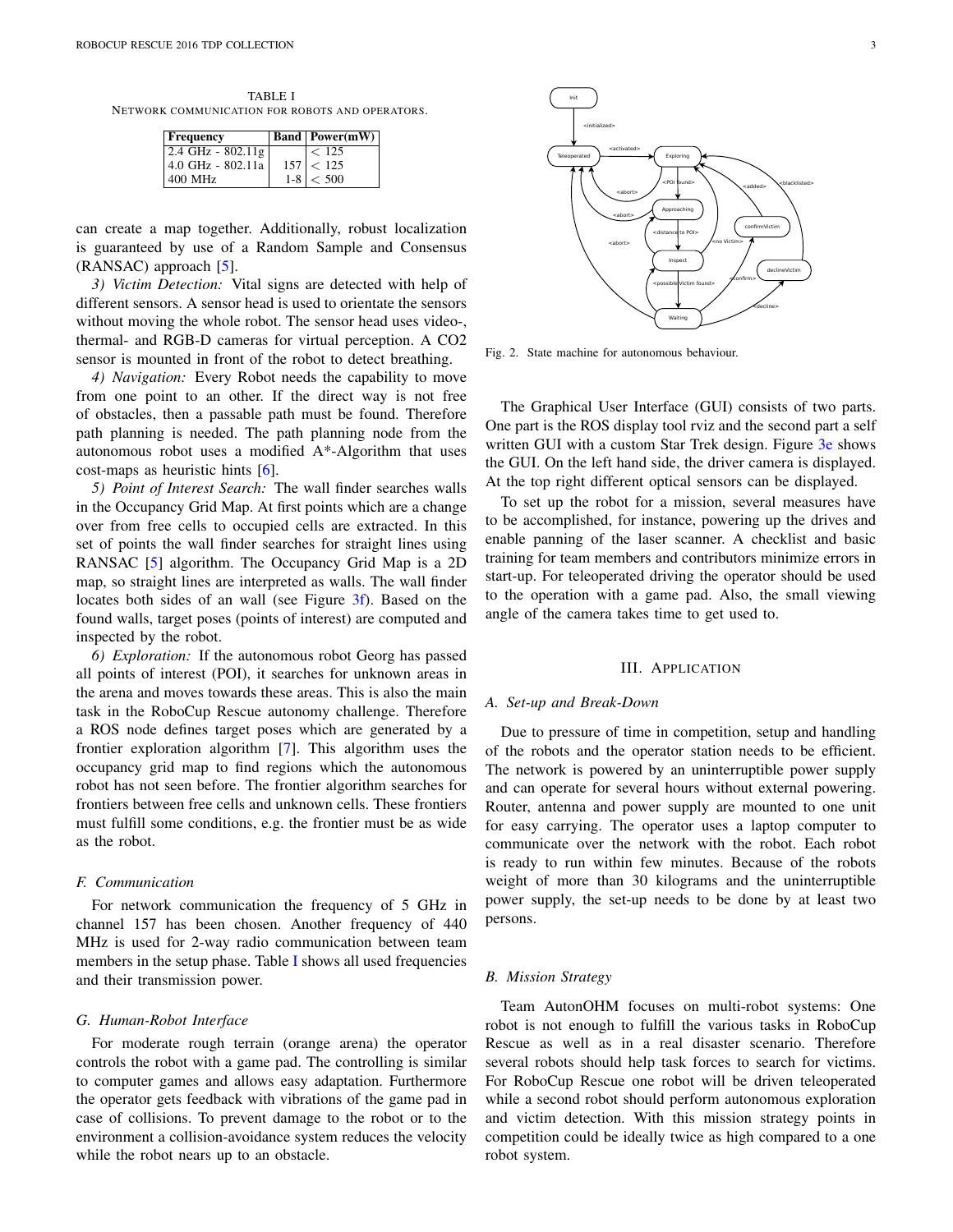TABLE I
NETWORK COMMUNICATION FOR ROBOTS AND OPERATORS.

| Frequency | Band | Power(mW) |
|---|---|---|
| 2.4 GHz - 802.11g | | < 125 |
| 4.0 GHz - 802.11a | 157 | < 125 |
| 400 MHz | 1-8 | < 500 |

can create a map together. Additionally, robust localization is guaranteed by use of a Random Sample and Consensus (RANSAC) approach [5].

*3) Victim Detection:* Vital signs are detected with help of different sensors. A sensor head is used to orientate the sensors without moving the whole robot. The sensor head uses video-, thermal- and RGB-D cameras for virtual perception. A CO2 sensor is mounted in front of the robot to detect breathing.

*4) Navigation:* Every Robot needs the capability to move from one point to an other. If the direct way is not free of obstacles, then a passable path must be found. Therefore path planning is needed. The path planning node from the autonomous robot uses a modified A*-Algorithm that uses cost-maps as heuristic hints [6].

*5) Point of Interest Search:* The wall finder searches walls in the Occupancy Grid Map. At first points which are a change over from free cells to occupied cells are extracted. In this set of points the wall finder searches for straight lines using RANSAC [5] algorithm. The Occupancy Grid Map is a 2D map, so straight lines are interpreted as walls. The wall finder locates both sides of an wall (see Figure 3f). Based on the found walls, target poses (points of interest) are computed and inspected by the robot.

*6) Exploration:* If the autonomous robot Georg has passed all points of interest (POI), it searches for unknown areas in the arena and moves towards these areas. This is also the main task in the RoboCup Rescue autonomy challenge. Therefore a ROS node defines target poses which are generated by a frontier exploration algorithm [7]. This algorithm uses the occupancy grid map to find regions which the autonomous robot has not seen before. The frontier algorithm searches for frontiers between free cells and unknown cells. These frontiers must fulfill some conditions, e.g. the frontier must be as wide as the robot.

### F. Communication

For network communication the frequency of 5 GHz in channel 157 has been chosen. Another frequency of 440 MHz is used for 2-way radio communication between team members in the setup phase. Table I shows all used frequencies and their transmission power.

### G. Human-Robot Interface

For moderate rough terrain (orange arena) the operator controls the robot with a game pad. The controlling is similar to computer games and allows easy adaptation. Furthermore the operator gets feedback with vibrations of the game pad in case of collisions. To prevent damage to the robot or to the environment a collision-avoidance system reduces the velocity while the robot nears up to an obstacle.

Fig. 2. State machine for autonomous behaviour.

The Graphical User Interface (GUI) consists of two parts. One part is the ROS display tool rviz and the second part a self written GUI with a custom Star Trek design. Figure 3e shows the GUI. On the left hand side, the driver camera is displayed. At the top right different optical sensors can be displayed.

To set up the robot for a mission, several measures have to be accomplished, for instance, powering up the drives and enable panning of the laser scanner. A checklist and basic training for team members and contributors minimize errors in start-up. For teleoperated driving the operator should be used to the operation with a game pad. Also, the small viewing angle of the camera takes time to get used to.

## III. APPLICATION

### A. Set-up and Break-Down

Due to pressure of time in competition, setup and handling of the robots and the operator station needs to be efficient. The network is powered by an uninterruptible power supply and can operate for several hours without external powering. Router, antenna and power supply are mounted to one unit for easy carrying. The operator uses a laptop computer to communicate over the network with the robot. Each robot is ready to run within few minutes. Because of the robots weight of more than 30 kilograms and the uninterruptible power supply, the set-up needs to be done by at least two persons.

### B. Mission Strategy

Team AutonOHM focuses on multi-robot systems: One robot is not enough to fulfill the various tasks in RoboCup Rescue as well as in a real disaster scenario. Therefore several robots should help task forces to search for victims. For RoboCup Rescue one robot will be driven teleoperated while a second robot should perform autonomous exploration and victim detection. With this mission strategy points in competition could be ideally twice as high compared to a one robot system.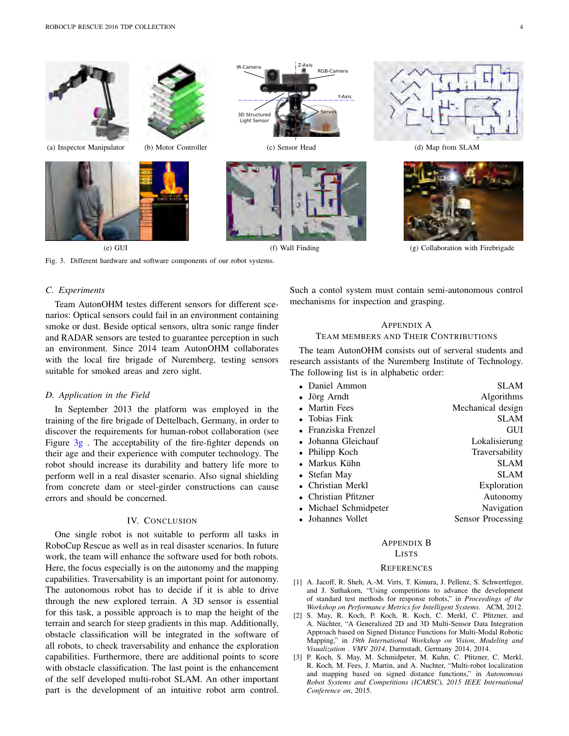(a) Inspector Manipulator

(b) Motor Controller

(c) Sensor Head

(d) Map from SLAM

(e) GUI

(f) Wall Finding

(g) Collaboration with Firebrigade

Fig. 3. Different hardware and software components of our robot systems.

### C. Experiments

Team AutonOHM testes different sensors for different scenarios: Optical sensors could fail in an environment containing smoke or dust. Beside optical sensors, ultra sonic range finder and RADAR sensors are tested to guarantee perception in such an environment. Since 2014 team AutonOHM collaborates with the local fire brigade of Nuremberg, testing sensors suitable for smoked areas and zero sight.

### D. Application in the Field

In September 2013 the platform was employed in the training of the fire brigade of Dettelbach, Germany, in order to discover the requirements for human-robot collaboration (see Figure 3g . The acceptability of the fire-fighter depends on their age and their experience with computer technology. The robot should increase its durability and battery life more to perform well in a real disaster scenario. Also signal shielding from concrete dam or steel-girder constructions can cause errors and should be concerned.

## IV. Conclusion

One single robot is not suitable to perform all tasks in RoboCup Rescue as well as in real disaster scenarios. In future work, the team will enhance the software used for both robots. Here, the focus especially is on the autonomy and the mapping capabilities. Traversability is an important point for autonomy. The autonomous robot has to decide if it is able to drive through the new explored terrain. A 3D sensor is essential for this task, a possible approach is to map the height of the terrain and search for steep gradients in this map. Additionally, obstacle classification will be integrated in the software of all robots, to check traversability and enhance the exploration capabilities. Furthermore, there are additional points to score with obstacle classification. The last point is the enhancement of the self developed multi-robot SLAM. An other important part is the development of an intuitive robot arm control. Such a contol system must contain semi-autonomous control mechanisms for inspection and grasping.

## Appendix A
## Team Members and Their Contributions

The team AutonOHM consists out of serveral students and research assistants of the Nuremberg Institute of Technology. The following list is in alphabetic order:

- Daniel Ammon — SLAM
- Jörg Arndt — Algorithms
- Martin Fees — Mechanical design
- Tobias Fink — SLAM
- Franziska Frenzel — GUI
- Johanna Gleichauf — Lokalisierung
- Philipp Koch — Traversability
- Markus Kühn — SLAM
- Stefan May — SLAM
- Christian Merkl — Exploration
- Christian Pfitzner — Autonomy
- Michael Schmidpeter — Navigation
- Johannes Vollet — Sensor Processing

## Appendix B
## Lists

## References

[1] A. Jacoff, R. Sheh, A.-M. Virts, T. Kimura, J. Pellenz, S. Schwertfeger, and J. Suthakorn, "Using competitions to advance the development of standard test methods for response robots," in *Proceedings of the Workshop on Performance Metrics for Intelligent Systems*. ACM, 2012.

[2] S. May, R. Koch, P. Koch, R. Koch, C. Merkl, C. Pfitzner, and A. Nüchter, "A Generalized 2D and 3D Multi-Sensor Data Integration Approach based on Signed Distance Functions for Multi-Modal Robotic Mapping," in *19th International Workshop on Vision, Modeling and Visualization . VMV 2014*, Darmstadt, Germany 2014, 2014.

[3] P. Koch, S. May, M. Schmidpeter, M. Kuhn, C. Pfitzner, C. Merkl, R. Koch, M. Fees, J. Martin, and A. Nuchter, "Multi-robot localization and mapping based on signed distance functions," in *Autonomous Robot Systems and Competitions (ICARSC), 2015 IEEE International Conference on*, 2015.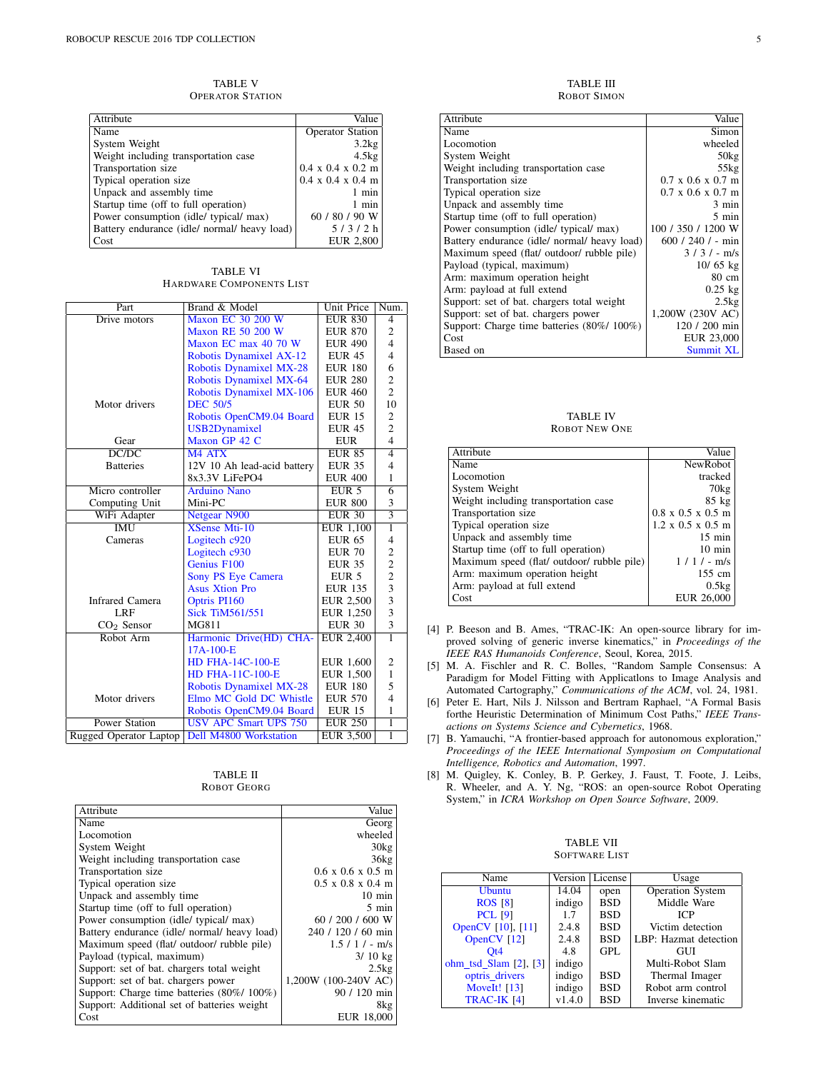TABLE V
OPERATOR STATION

| Attribute | Value |
|---|---|
| Name | Operator Station |
| System Weight | 3.2kg |
| Weight including transportation case | 4.5kg |
| Transportation size | 0.4 x 0.4 x 0.2 m |
| Typical operation size | 0.4 x 0.4 x 0.4 m |
| Unpack and assembly time | 1 min |
| Startup time (off to full operation) | 1 min |
| Power consumption (idle/ typical/ max) | 60 / 80 / 90 W |
| Battery endurance (idle/ normal/ heavy load) | 5 / 3 / 2 h |
| Cost | EUR 2,800 |

TABLE VI
HARDWARE COMPONENTS LIST

| Part | Brand & Model | Unit Price | Num. |
|---|---|---|---|
| Drive motors | Maxon EC 30 200 W | EUR 830 | 4 |
| | Maxon RE 50 200 W | EUR 870 | 2 |
| | Maxon EC max 40 70 W | EUR 490 | 4 |
| | Robotis Dynamixel AX-12 | EUR 45 | 4 |
| | Robotis Dynamixel MX-28 | EUR 180 | 6 |
| | Robotis Dynamixel MX-64 | EUR 280 | 2 |
| | Robotis Dynamixel MX-106 | EUR 460 | 2 |
| Motor drivers | DEC 50/5 | EUR 50 | 10 |
| | Robotis OpenCM9.04 Board | EUR 15 | 2 |
| | USB2Dynamixel | EUR 45 | 2 |
| Gear | Maxon GP 42 C | EUR | 4 |
| DC/DC | M4 ATX | EUR 85 | 4 |
| Batteries | 12V 10 Ah lead-acid battery | EUR 35 | 4 |
| | 8x3.3V LiFePO4 | EUR 400 | 1 |
| Micro controller | Arduino Nano | EUR 5 | 6 |
| Computing Unit | Mini-PC | EUR 800 | 3 |
| WiFi Adapter | Netgear N900 | EUR 30 | 3 |
| IMU | XSense Mti-10 | EUR 1,100 | 1 |
| Cameras | Logitech c920 | EUR 65 | 4 |
| | Logitech c930 | EUR 70 | 2 |
| | Genius F100 | EUR 35 | 2 |
| | Sony PS Eye Camera | EUR 5 | 2 |
| | Asus Xtion Pro | EUR 135 | 3 |
| Infrared Camera | Optris PI160 | EUR 2,500 | 3 |
| LRF | Sick TiM561/551 | EUR 1,250 | 3 |
| $CO_2$ Sensor | MG811 | EUR 30 | 3 |
| Robot Arm | Harmonic Drive(HD) CHA-17A-100-E | EUR 2,400 | 1 |
| | HD FHA-14C-100-E | EUR 1,600 | 2 |
| | HD FHA-11C-100-E | EUR 1,500 | 1 |
| | Robotis Dynamixel MX-28 | EUR 180 | 5 |
| Motor drivers | Elmo MC Gold DC Whistle | EUR 570 | 4 |
| | Robotis OpenCM9.04 Board | EUR 15 | 1 |
| Power Station | USV APC Smart UPS 750 | EUR 250 | 1 |
| Rugged Operator Laptop | Dell M4800 Workstation | EUR 3,500 | 1 |

TABLE II
ROBOT GEORG

| Attribute | Value |
|---|---|
| Name | Georg |
| Locomotion | wheeled |
| System Weight | 30kg |
| Weight including transportation case | 36kg |
| Transportation size | 0.6 x 0.6 x 0.5 m |
| Typical operation size | 0.5 x 0.8 x 0.4 m |
| Unpack and assembly time | 10 min |
| Startup time (off to full operation) | 5 min |
| Power consumption (idle/ typical/ max) | 60 / 200 / 600 W |
| Battery endurance (idle/ normal/ heavy load) | 240 / 120 / 60 min |
| Maximum speed (flat/ outdoor/ rubble pile) | 1.5 / 1 / - m/s |
| Payload (typical, maximum) | 3/ 10 kg |
| Support: set of bat. chargers total weight | 2.5kg |
| Support: set of bat. chargers power | 1,200W (100-240V AC) |
| Support: Charge time batteries (80%/ 100%) | 90 / 120 min |
| Support: Additional set of batteries weight | 8kg |
| Cost | EUR 18,000 |

TABLE III
ROBOT SIMON

| Attribute | Value |
|---|---|
| Name | Simon |
| Locomotion | wheeled |
| System Weight | 50kg |
| Weight including transportation case | 55kg |
| Transportation size | 0.7 x 0.6 x 0.7 m |
| Typical operation size | 0.7 x 0.6 x 0.7 m |
| Unpack and assembly time | 3 min |
| Startup time (off to full operation) | 5 min |
| Power consumption (idle/ typical/ max) | 100 / 350 / 1200 W |
| Battery endurance (idle/ normal/ heavy load) | 600 / 240 / - min |
| Maximum speed (flat/ outdoor/ rubble pile) | 3 / 3 / - m/s |
| Payload (typical, maximum) | 10/ 65 kg |
| Arm: maximum operation height | 80 cm |
| Arm: payload at full extend | 0.25 kg |
| Support: set of bat. chargers total weight | 2.5kg |
| Support: set of bat. chargers power | 1,200W (230V AC) |
| Support: Charge time batteries (80%/ 100%) | 120 / 200 min |
| Cost | EUR 23,000 |
| Based on | Summit XL |

TABLE IV
ROBOT NEW ONE

| Attribute | Value |
|---|---|
| Name | NewRobot |
| Locomotion | tracked |
| System Weight | 70kg |
| Weight including transportation case | 85 kg |
| Transportation size | 0.8 x 0.5 x 0.5 m |
| Typical operation size | 1.2 x 0.5 x 0.5 m |
| Unpack and assembly time | 15 min |
| Startup time (off to full operation) | 10 min |
| Maximum speed (flat/ outdoor/ rubble pile) | 1 / 1 / - m/s |
| Arm: maximum operation height | 155 cm |
| Arm: payload at full extend | 0.5kg |
| Cost | EUR 26,000 |

[4] P. Beeson and B. Ames, "TRAC-IK: An open-source library for improved solving of generic inverse kinematics," in *Proceedings of the IEEE RAS Humanoids Conference*, Seoul, Korea, 2015.

[5] M. A. Fischler and R. C. Bolles, "Random Sample Consensus: A Paradigm for Model Fitting with Applicatlons to Image Analysis and Automated Cartography," *Communications of the ACM*, vol. 24, 1981.

[6] Peter E. Hart, Nils J. Nilsson and Bertram Raphael, "A Formal Basis forthe Heuristic Determination of Minimum Cost Paths," *IEEE Transactions on Systems Science and Cybernetics*, 1968.

[7] B. Yamauchi, "A frontier-based approach for autonomous exploration," *Proceedings of the IEEE International Symposium on Computational Intelligence, Robotics and Automation*, 1997.

[8] M. Quigley, K. Conley, B. P. Gerkey, J. Faust, T. Foote, J. Leibs, R. Wheeler, and A. Y. Ng, "ROS: an open-source Robot Operating System," in *ICRA Workshop on Open Source Software*, 2009.

TABLE VII
SOFTWARE LIST

| Name | Version | License | Usage |
|---|---|---|---|
| Ubuntu | 14.04 | open | Operation System |
| ROS [8] | indigo | BSD | Middle Ware |
| PCL [9] | 1.7 | BSD | ICP |
| OpenCV [10], [11] | 2.4.8 | BSD | Victim detection |
| OpenCV [12] | 2.4.8 | BSD | LBP: Hazmat detection |
| Qt4 | 4.8 | GPL | GUI |
| ohm_tsd_Slam [2], [3] | indigo | | Multi-Robot Slam |
| optris_drivers | indigo | BSD | Thermal Imager |
| MoveIt! [13] | indigo | BSD | Robot arm control |
| TRAC-IK [4] | v1.4.0 | BSD | Inverse kinematic |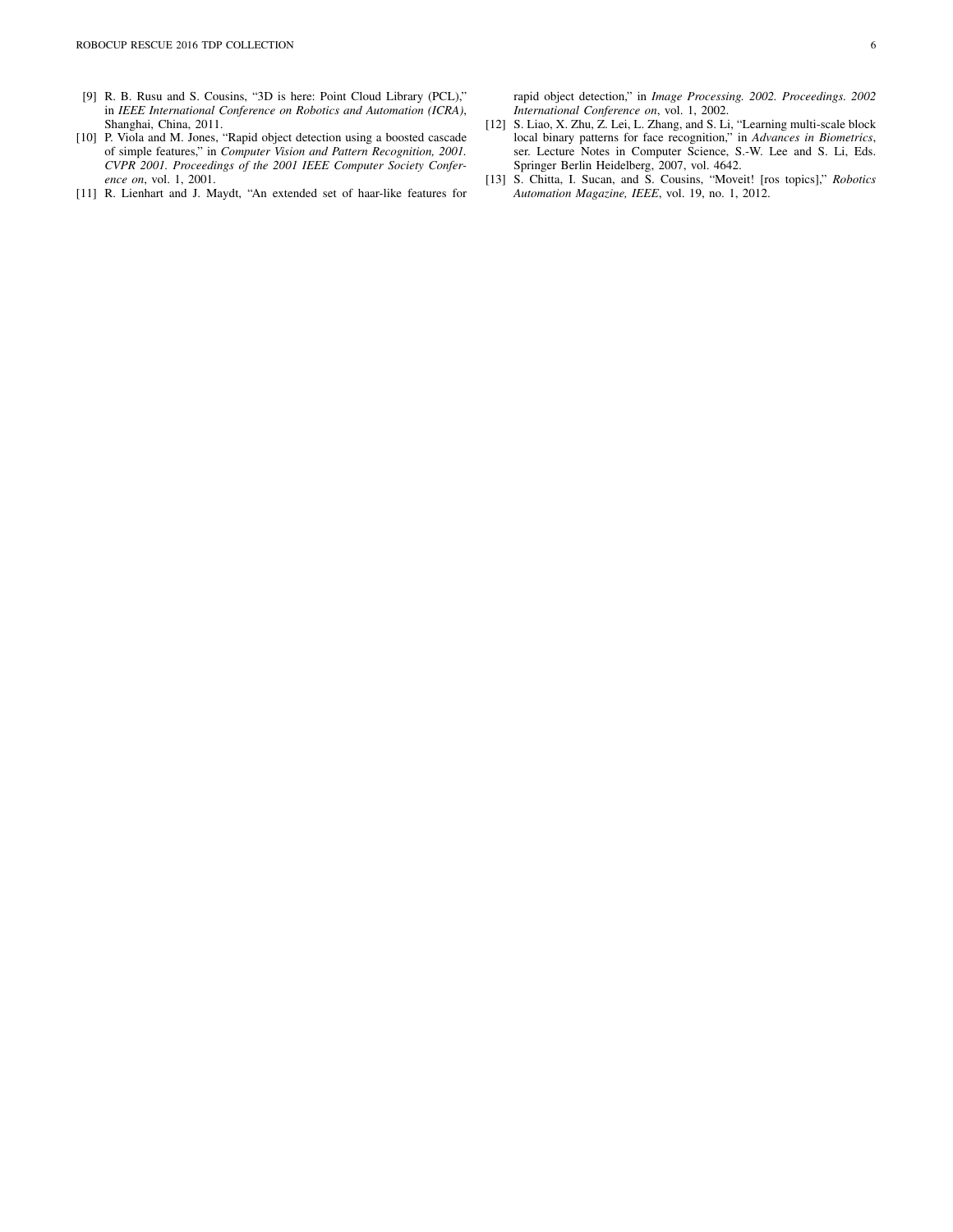[9] R. B. Rusu and S. Cousins, "3D is here: Point Cloud Library (PCL)," in *IEEE International Conference on Robotics and Automation (ICRA)*, Shanghai, China, 2011.

[10] P. Viola and M. Jones, "Rapid object detection using a boosted cascade of simple features," in *Computer Vision and Pattern Recognition, 2001. CVPR 2001. Proceedings of the 2001 IEEE Computer Society Conference on*, vol. 1, 2001.

[11] R. Lienhart and J. Maydt, "An extended set of haar-like features for rapid object detection," in *Image Processing. 2002. Proceedings. 2002 International Conference on*, vol. 1, 2002.

[12] S. Liao, X. Zhu, Z. Lei, L. Zhang, and S. Li, "Learning multi-scale block local binary patterns for face recognition," in *Advances in Biometrics*, ser. Lecture Notes in Computer Science, S.-W. Lee and S. Li, Eds. Springer Berlin Heidelberg, 2007, vol. 4642.

[13] S. Chitta, I. Sucan, and S. Cousins, "Moveit! [ros topics]," *Robotics Automation Magazine, IEEE*, vol. 19, no. 1, 2012.